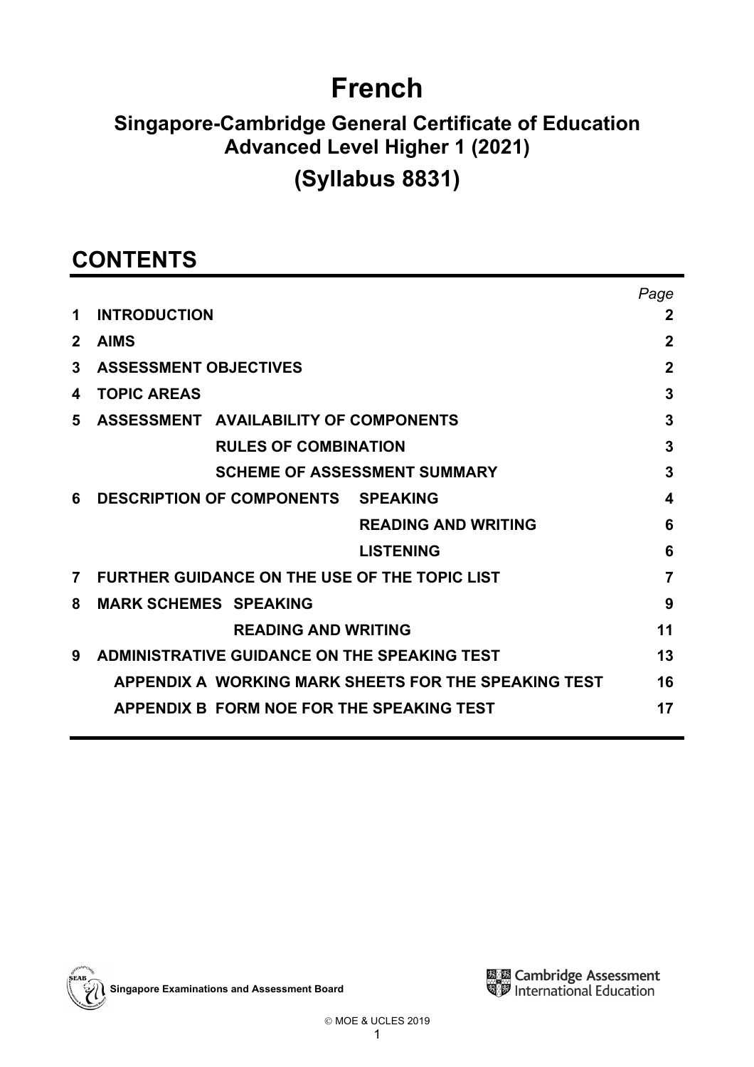# French

## Singapore-Cambridge General Certificate of Education Advanced Level Higher 1 (2021)

## (Syllabus 8831)

# CONTENTS

| | | Page |
|---|---|---|
| 1 | INTRODUCTION | 2 |
| 2 | AIMS | 2 |
| 3 | ASSESSMENT OBJECTIVES | 2 |
| 4 | TOPIC AREAS | 3 |
| 5 | ASSESSMENT AVAILABILITY OF COMPONENTS | 3 |
| | RULES OF COMBINATION | 3 |
| | SCHEME OF ASSESSMENT SUMMARY | 3 |
| 6 | DESCRIPTION OF COMPONENTS SPEAKING | 4 |
| | READING AND WRITING | 6 |
| | LISTENING | 6 |
| 7 | FURTHER GUIDANCE ON THE USE OF THE TOPIC LIST | 7 |
| 8 | MARK SCHEMES SPEAKING | 9 |
| | READING AND WRITING | 11 |
| 9 | ADMINISTRATIVE GUIDANCE ON THE SPEAKING TEST | 13 |
| | APPENDIX A WORKING MARK SHEETS FOR THE SPEAKING TEST | 16 |
| | APPENDIX B FORM NOE FOR THE SPEAKING TEST | 17 |

Singapore Examinations and Assessment Board

Cambridge Assessment International Education

© MOE & UCLES 2019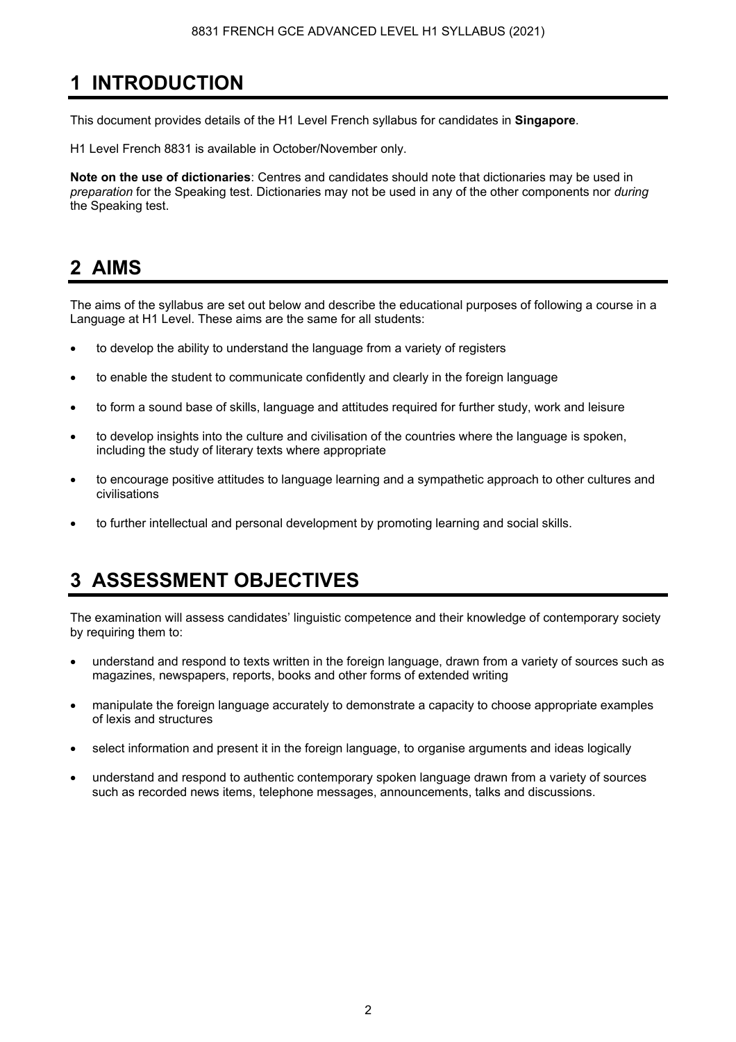# 1 INTRODUCTION

This document provides details of the H1 Level French syllabus for candidates in **Singapore**.

H1 Level French 8831 is available in October/November only.

**Note on the use of dictionaries**: Centres and candidates should note that dictionaries may be used in *preparation* for the Speaking test. Dictionaries may not be used in any of the other components nor *during* the Speaking test.

# 2 AIMS

The aims of the syllabus are set out below and describe the educational purposes of following a course in a Language at H1 Level. These aims are the same for all students:

- to develop the ability to understand the language from a variety of registers
- to enable the student to communicate confidently and clearly in the foreign language
- to form a sound base of skills, language and attitudes required for further study, work and leisure
- to develop insights into the culture and civilisation of the countries where the language is spoken, including the study of literary texts where appropriate
- to encourage positive attitudes to language learning and a sympathetic approach to other cultures and civilisations
- to further intellectual and personal development by promoting learning and social skills.

# 3 ASSESSMENT OBJECTIVES

The examination will assess candidates' linguistic competence and their knowledge of contemporary society by requiring them to:

- understand and respond to texts written in the foreign language, drawn from a variety of sources such as magazines, newspapers, reports, books and other forms of extended writing
- manipulate the foreign language accurately to demonstrate a capacity to choose appropriate examples of lexis and structures
- select information and present it in the foreign language, to organise arguments and ideas logically
- understand and respond to authentic contemporary spoken language drawn from a variety of sources such as recorded news items, telephone messages, announcements, talks and discussions.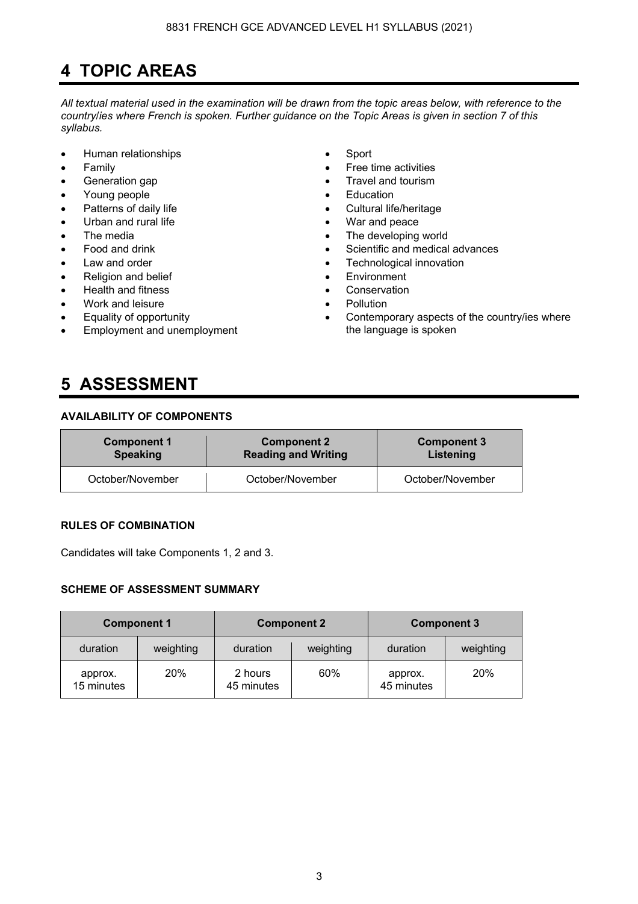# 4 TOPIC AREAS

*All textual material used in the examination will be drawn from the topic areas below, with reference to the country/ies where French is spoken. Further guidance on the Topic Areas is given in section 7 of this syllabus.*

- Human relationships
- Family
- Generation gap
- Young people
- Patterns of daily life
- Urban and rural life
- The media
- Food and drink
- Law and order
- Religion and belief
- Health and fitness
- Work and leisure
- Equality of opportunity
- Employment and unemployment
- Sport
- Free time activities
- Travel and tourism
- Education
- Cultural life/heritage
- War and peace
- The developing world
- Scientific and medical advances
- Technological innovation
- Environment
- Conservation
- Pollution
- Contemporary aspects of the country/ies where the language is spoken

# 5 ASSESSMENT

### AVAILABILITY OF COMPONENTS

| Component 1 Speaking | Component 2 Reading and Writing | Component 3 Listening |
|---|---|---|
| October/November | October/November | October/November |

### RULES OF COMBINATION

Candidates will take Components 1, 2 and 3.

### SCHEME OF ASSESSMENT SUMMARY

| Component 1 | | Component 2 | | Component 3 | |
|---|---|---|---|---|---|
| duration | weighting | duration | weighting | duration | weighting |
| approx. 15 minutes | 20% | 2 hours 45 minutes | 60% | approx. 45 minutes | 20% |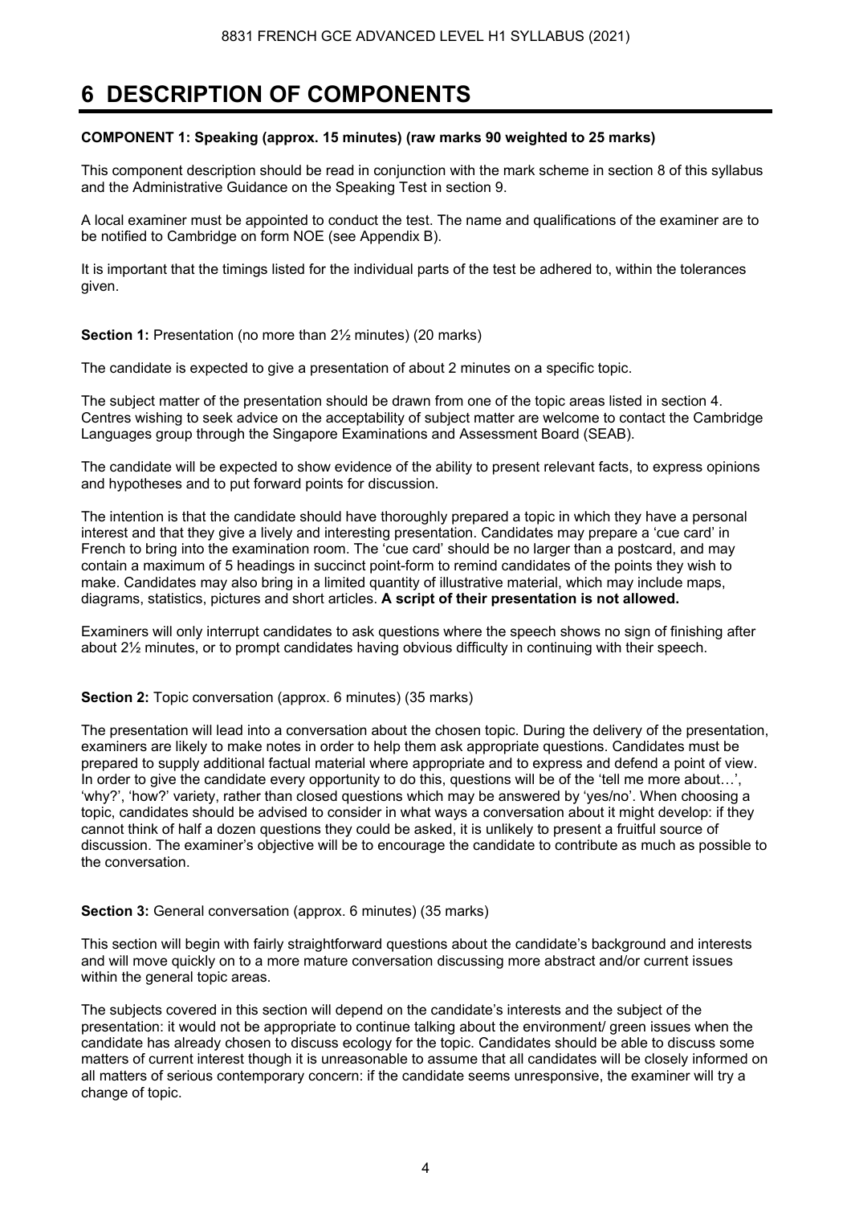# 6 DESCRIPTION OF COMPONENTS

**COMPONENT 1: Speaking (approx. 15 minutes) (raw marks 90 weighted to 25 marks)**

This component description should be read in conjunction with the mark scheme in section 8 of this syllabus and the Administrative Guidance on the Speaking Test in section 9.

A local examiner must be appointed to conduct the test. The name and qualifications of the examiner are to be notified to Cambridge on form NOE (see Appendix B).

It is important that the timings listed for the individual parts of the test be adhered to, within the tolerances given.

**Section 1:** Presentation (no more than 2½ minutes) (20 marks)

The candidate is expected to give a presentation of about 2 minutes on a specific topic.

The subject matter of the presentation should be drawn from one of the topic areas listed in section 4. Centres wishing to seek advice on the acceptability of subject matter are welcome to contact the Cambridge Languages group through the Singapore Examinations and Assessment Board (SEAB).

The candidate will be expected to show evidence of the ability to present relevant facts, to express opinions and hypotheses and to put forward points for discussion.

The intention is that the candidate should have thoroughly prepared a topic in which they have a personal interest and that they give a lively and interesting presentation. Candidates may prepare a 'cue card' in French to bring into the examination room. The 'cue card' should be no larger than a postcard, and may contain a maximum of 5 headings in succinct point-form to remind candidates of the points they wish to make. Candidates may also bring in a limited quantity of illustrative material, which may include maps, diagrams, statistics, pictures and short articles. **A script of their presentation is not allowed.**

Examiners will only interrupt candidates to ask questions where the speech shows no sign of finishing after about 2½ minutes, or to prompt candidates having obvious difficulty in continuing with their speech.

**Section 2:** Topic conversation (approx. 6 minutes) (35 marks)

The presentation will lead into a conversation about the chosen topic. During the delivery of the presentation, examiners are likely to make notes in order to help them ask appropriate questions. Candidates must be prepared to supply additional factual material where appropriate and to express and defend a point of view. In order to give the candidate every opportunity to do this, questions will be of the 'tell me more about…', 'why?', 'how?' variety, rather than closed questions which may be answered by 'yes/no'. When choosing a topic, candidates should be advised to consider in what ways a conversation about it might develop: if they cannot think of half a dozen questions they could be asked, it is unlikely to present a fruitful source of discussion. The examiner's objective will be to encourage the candidate to contribute as much as possible to the conversation.

**Section 3:** General conversation (approx. 6 minutes) (35 marks)

This section will begin with fairly straightforward questions about the candidate's background and interests and will move quickly on to a more mature conversation discussing more abstract and/or current issues within the general topic areas.

The subjects covered in this section will depend on the candidate's interests and the subject of the presentation: it would not be appropriate to continue talking about the environment/ green issues when the candidate has already chosen to discuss ecology for the topic. Candidates should be able to discuss some matters of current interest though it is unreasonable to assume that all candidates will be closely informed on all matters of serious contemporary concern: if the candidate seems unresponsive, the examiner will try a change of topic.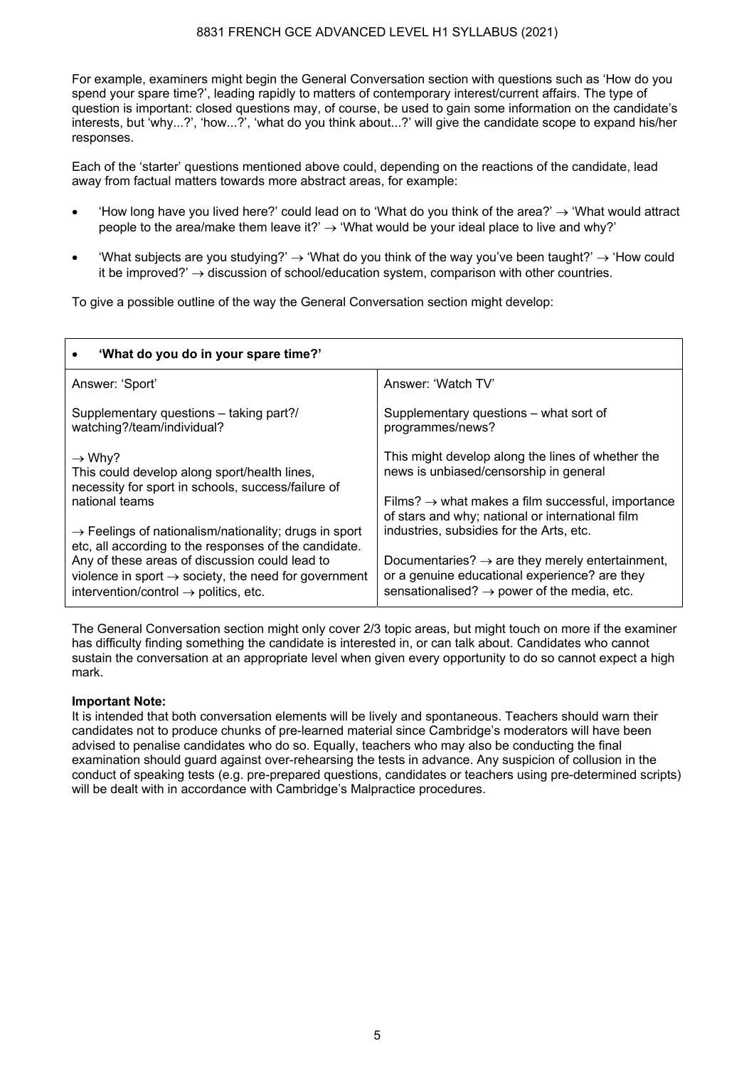For example, examiners might begin the General Conversation section with questions such as 'How do you spend your spare time?', leading rapidly to matters of contemporary interest/current affairs. The type of question is important: closed questions may, of course, be used to gain some information on the candidate's interests, but 'why...?', 'how...?', 'what do you think about...?' will give the candidate scope to expand his/her responses.

Each of the 'starter' questions mentioned above could, depending on the reactions of the candidate, lead away from factual matters towards more abstract areas, for example:

- 'How long have you lived here?' could lead on to 'What do you think of the area?' → 'What would attract people to the area/make them leave it?' → 'What would be your ideal place to live and why?'
- 'What subjects are you studying?' → 'What do you think of the way you've been taught?' → 'How could it be improved?' → discussion of school/education system, comparison with other countries.

To give a possible outline of the way the General Conversation section might develop:

| • **'What do you do in your spare time?'** | |
|---|---|
| Answer: 'Sport'<br><br>Supplementary questions – taking part?/ watching?/team/individual?<br><br>→ Why?<br>This could develop along sport/health lines, necessity for sport in schools, success/failure of national teams<br><br>→ Feelings of nationalism/nationality; drugs in sport etc, all according to the responses of the candidate. Any of these areas of discussion could lead to violence in sport → society, the need for government intervention/control → politics, etc. | Answer: 'Watch TV'<br><br>Supplementary questions – what sort of programmes/news?<br><br>This might develop along the lines of whether the news is unbiased/censorship in general<br><br>Films? → what makes a film successful, importance of stars and why; national or international film industries, subsidies for the Arts, etc.<br><br>Documentaries? → are they merely entertainment, or a genuine educational experience? are they sensationalised? → power of the media, etc. |

The General Conversation section might only cover 2/3 topic areas, but might touch on more if the examiner has difficulty finding something the candidate is interested in, or can talk about. Candidates who cannot sustain the conversation at an appropriate level when given every opportunity to do so cannot expect a high mark.

**Important Note:**
It is intended that both conversation elements will be lively and spontaneous. Teachers should warn their candidates not to produce chunks of pre-learned material since Cambridge's moderators will have been advised to penalise candidates who do so. Equally, teachers who may also be conducting the final examination should guard against over-rehearsing the tests in advance. Any suspicion of collusion in the conduct of speaking tests (e.g. pre-prepared questions, candidates or teachers using pre-determined scripts) will be dealt with in accordance with Cambridge's Malpractice procedures.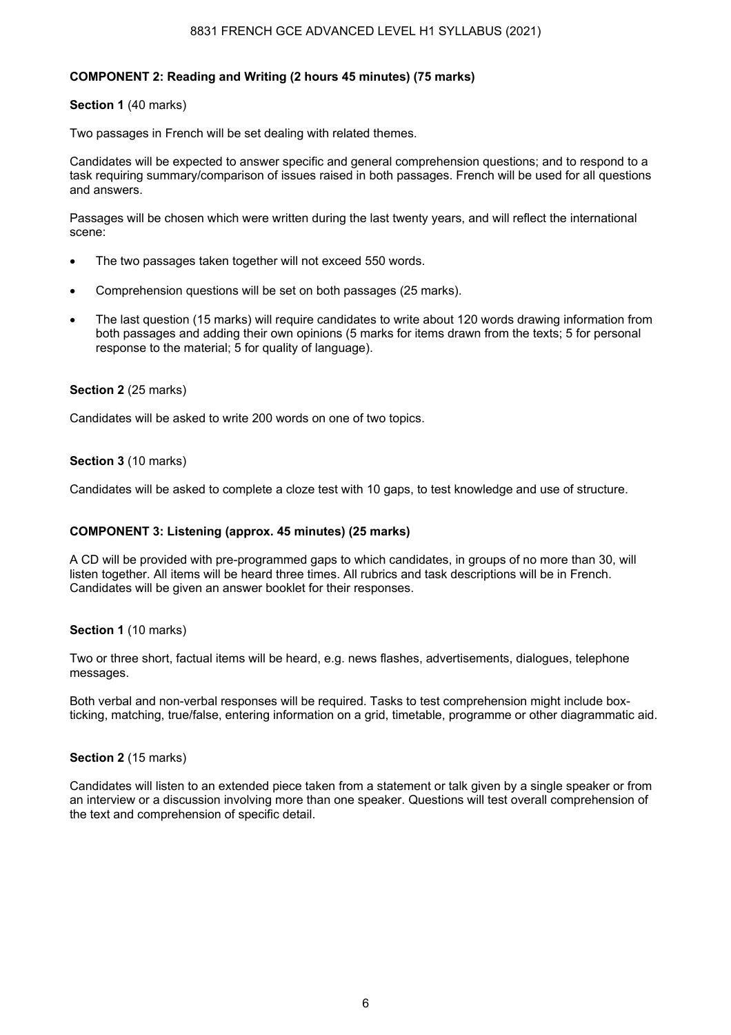**COMPONENT 2: Reading and Writing (2 hours 45 minutes) (75 marks)**

**Section 1** (40 marks)

Two passages in French will be set dealing with related themes.

Candidates will be expected to answer specific and general comprehension questions; and to respond to a task requiring summary/comparison of issues raised in both passages. French will be used for all questions and answers.

Passages will be chosen which were written during the last twenty years, and will reflect the international scene:

- The two passages taken together will not exceed 550 words.
- Comprehension questions will be set on both passages (25 marks).
- The last question (15 marks) will require candidates to write about 120 words drawing information from both passages and adding their own opinions (5 marks for items drawn from the texts; 5 for personal response to the material; 5 for quality of language).

**Section 2** (25 marks)

Candidates will be asked to write 200 words on one of two topics.

**Section 3** (10 marks)

Candidates will be asked to complete a cloze test with 10 gaps, to test knowledge and use of structure.

**COMPONENT 3: Listening (approx. 45 minutes) (25 marks)**

A CD will be provided with pre-programmed gaps to which candidates, in groups of no more than 30, will listen together. All items will be heard three times. All rubrics and task descriptions will be in French. Candidates will be given an answer booklet for their responses.

**Section 1** (10 marks)

Two or three short, factual items will be heard, e.g. news flashes, advertisements, dialogues, telephone messages.

Both verbal and non-verbal responses will be required. Tasks to test comprehension might include box-ticking, matching, true/false, entering information on a grid, timetable, programme or other diagrammatic aid.

**Section 2** (15 marks)

Candidates will listen to an extended piece taken from a statement or talk given by a single speaker or from an interview or a discussion involving more than one speaker. Questions will test overall comprehension of the text and comprehension of specific detail.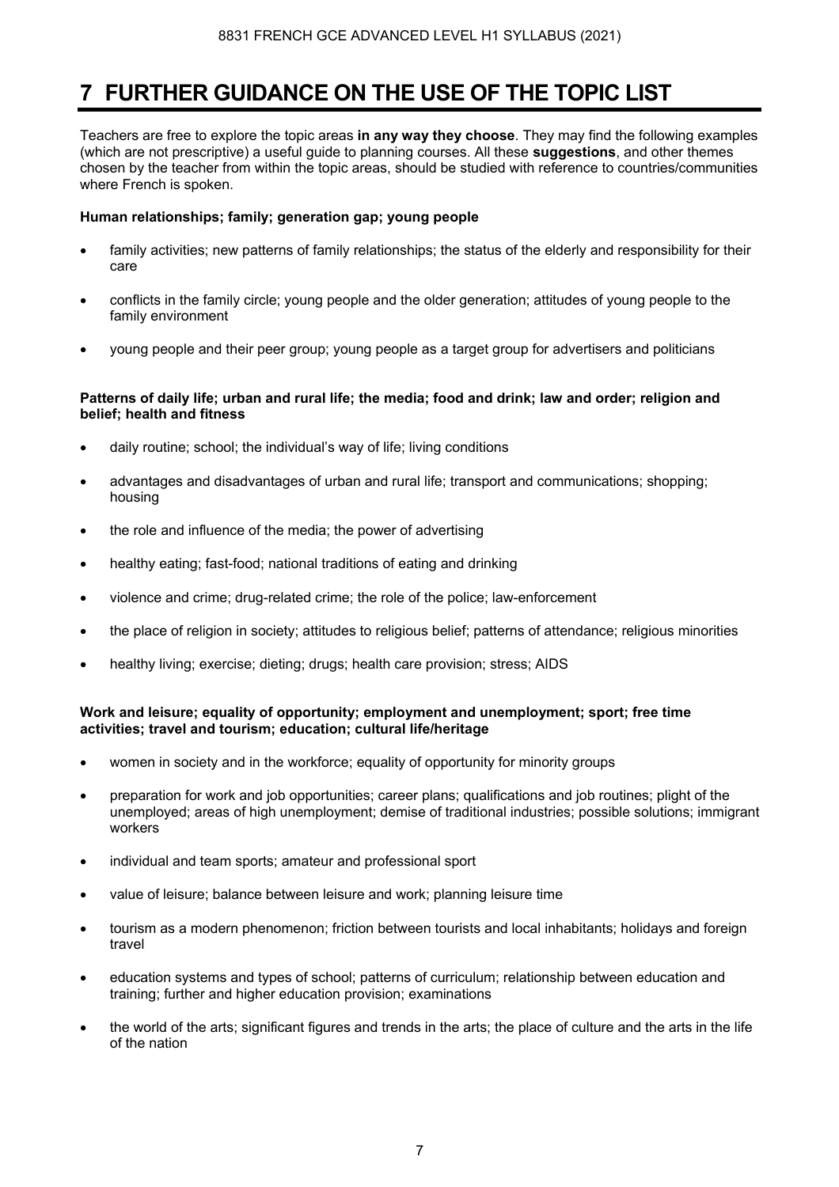# 7 FURTHER GUIDANCE ON THE USE OF THE TOPIC LIST

Teachers are free to explore the topic areas **in any way they choose**. They may find the following examples (which are not prescriptive) a useful guide to planning courses. All these **suggestions**, and other themes chosen by the teacher from within the topic areas, should be studied with reference to countries/communities where French is spoken.

**Human relationships; family; generation gap; young people**

- family activities; new patterns of family relationships; the status of the elderly and responsibility for their care
- conflicts in the family circle; young people and the older generation; attitudes of young people to the family environment
- young people and their peer group; young people as a target group for advertisers and politicians

**Patterns of daily life; urban and rural life; the media; food and drink; law and order; religion and belief; health and fitness**

- daily routine; school; the individual's way of life; living conditions
- advantages and disadvantages of urban and rural life; transport and communications; shopping; housing
- the role and influence of the media; the power of advertising
- healthy eating; fast-food; national traditions of eating and drinking
- violence and crime; drug-related crime; the role of the police; law-enforcement
- the place of religion in society; attitudes to religious belief; patterns of attendance; religious minorities
- healthy living; exercise; dieting; drugs; health care provision; stress; AIDS

**Work and leisure; equality of opportunity; employment and unemployment; sport; free time activities; travel and tourism; education; cultural life/heritage**

- women in society and in the workforce; equality of opportunity for minority groups
- preparation for work and job opportunities; career plans; qualifications and job routines; plight of the unemployed; areas of high unemployment; demise of traditional industries; possible solutions; immigrant workers
- individual and team sports; amateur and professional sport
- value of leisure; balance between leisure and work; planning leisure time
- tourism as a modern phenomenon; friction between tourists and local inhabitants; holidays and foreign travel
- education systems and types of school; patterns of curriculum; relationship between education and training; further and higher education provision; examinations
- the world of the arts; significant figures and trends in the arts; the place of culture and the arts in the life of the nation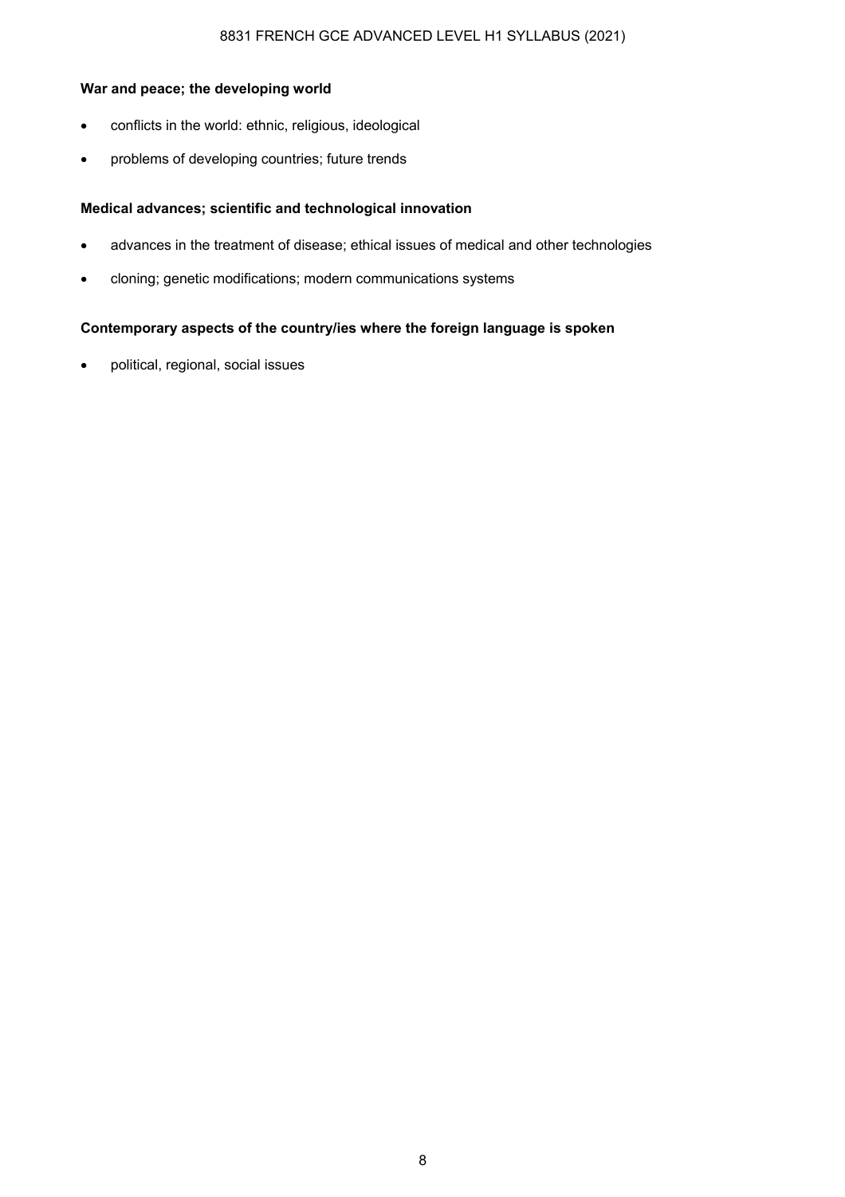**War and peace; the developing world**

- conflicts in the world: ethnic, religious, ideological
- problems of developing countries; future trends

**Medical advances; scientific and technological innovation**

- advances in the treatment of disease; ethical issues of medical and other technologies
- cloning; genetic modifications; modern communications systems

**Contemporary aspects of the country/ies where the foreign language is spoken**

- political, regional, social issues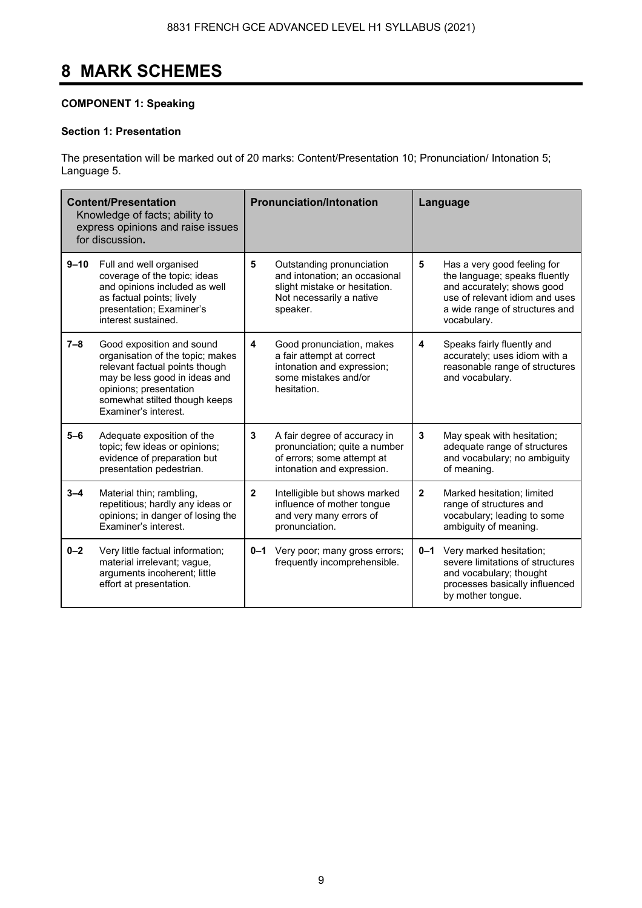# 8 MARK SCHEMES

**COMPONENT 1: Speaking**

**Section 1: Presentation**

The presentation will be marked out of 20 marks: Content/Presentation 10; Pronunciation/ Intonation 5; Language 5.

| **Content/Presentation** Knowledge of facts; ability to express opinions and raise issues for discussion**.** | | **Pronunciation/Intonation** | | **Language** | |
|---|---|---|---|---|---|
| **9–10** | Full and well organised coverage of the topic; ideas and opinions included as well as factual points; lively presentation; Examiner's interest sustained. | **5** | Outstanding pronunciation and intonation; an occasional slight mistake or hesitation. Not necessarily a native speaker. | **5** | Has a very good feeling for the language; speaks fluently and accurately; shows good use of relevant idiom and uses a wide range of structures and vocabulary. |
| **7–8** | Good exposition and sound organisation of the topic; makes relevant factual points though may be less good in ideas and opinions; presentation somewhat stilted though keeps Examiner's interest. | **4** | Good pronunciation, makes a fair attempt at correct intonation and expression; some mistakes and/or hesitation. | **4** | Speaks fairly fluently and accurately; uses idiom with a reasonable range of structures and vocabulary. |
| **5–6** | Adequate exposition of the topic; few ideas or opinions; evidence of preparation but presentation pedestrian. | **3** | A fair degree of accuracy in pronunciation; quite a number of errors; some attempt at intonation and expression. | **3** | May speak with hesitation; adequate range of structures and vocabulary; no ambiguity of meaning. |
| **3–4** | Material thin; rambling, repetitious; hardly any ideas or opinions; in danger of losing the Examiner's interest. | **2** | Intelligible but shows marked influence of mother tongue and very many errors of pronunciation. | **2** | Marked hesitation; limited range of structures and vocabulary; leading to some ambiguity of meaning. |
| **0–2** | Very little factual information; material irrelevant; vague, arguments incoherent; little effort at presentation. | **0–1** | Very poor; many gross errors; frequently incomprehensible. | **0–1** | Very marked hesitation; severe limitations of structures and vocabulary; thought processes basically influenced by mother tongue. |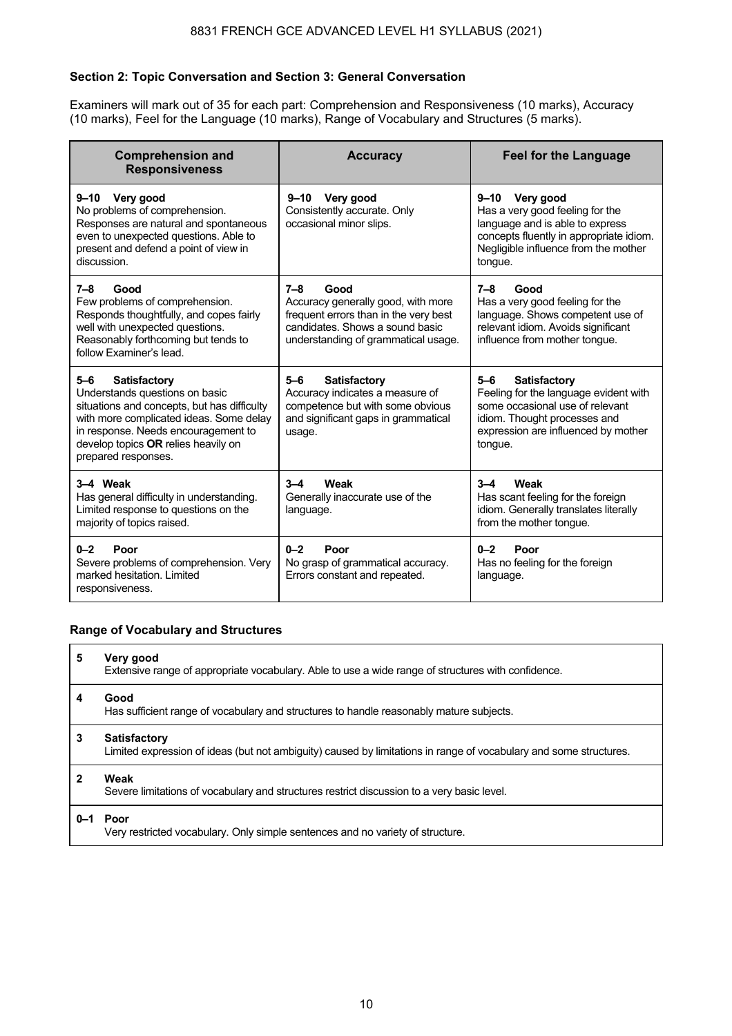### Section 2: Topic Conversation and Section 3: General Conversation

Examiners will mark out of 35 for each part: Comprehension and Responsiveness (10 marks), Accuracy (10 marks), Feel for the Language (10 marks), Range of Vocabulary and Structures (5 marks).

| Comprehension and Responsiveness | Accuracy | Feel for the Language |
|---|---|---|
| **9–10 Very good**<br>No problems of comprehension. Responses are natural and spontaneous even to unexpected questions. Able to present and defend a point of view in discussion. | **9–10 Very good**<br>Consistently accurate. Only occasional minor slips. | **9–10 Very good**<br>Has a very good feeling for the language and is able to express concepts fluently in appropriate idiom. Negligible influence from the mother tongue. |
| **7–8 Good**<br>Few problems of comprehension. Responds thoughtfully, and copes fairly well with unexpected questions. Reasonably forthcoming but tends to follow Examiner's lead. | **7–8 Good**<br>Accuracy generally good, with more frequent errors than in the very best candidates. Shows a sound basic understanding of grammatical usage. | **7–8 Good**<br>Has a very good feeling for the language. Shows competent use of relevant idiom. Avoids significant influence from mother tongue. |
| **5–6 Satisfactory**<br>Understands questions on basic situations and concepts, but has difficulty with more complicated ideas. Some delay in response. Needs encouragement to develop topics **OR** relies heavily on prepared responses. | **5–6 Satisfactory**<br>Accuracy indicates a measure of competence but with some obvious and significant gaps in grammatical usage. | **5–6 Satisfactory**<br>Feeling for the language evident with some occasional use of relevant idiom. Thought processes and expression are influenced by mother tongue. |
| **3–4 Weak**<br>Has general difficulty in understanding. Limited response to questions on the majority of topics raised. | **3–4 Weak**<br>Generally inaccurate use of the language. | **3–4 Weak**<br>Has scant feeling for the foreign idiom. Generally translates literally from the mother tongue. |
| **0–2 Poor**<br>Severe problems of comprehension. Very marked hesitation. Limited responsiveness. | **0–2 Poor**<br>No grasp of grammatical accuracy. Errors constant and repeated. | **0–2 Poor**<br>Has no feeling for the foreign language. |

### Range of Vocabulary and Structures

| | |
|---|---|
| **5** | **Very good**<br>Extensive range of appropriate vocabulary. Able to use a wide range of structures with confidence. |
| **4** | **Good**<br>Has sufficient range of vocabulary and structures to handle reasonably mature subjects. |
| **3** | **Satisfactory**<br>Limited expression of ideas (but not ambiguity) caused by limitations in range of vocabulary and some structures. |
| **2** | **Weak**<br>Severe limitations of vocabulary and structures restrict discussion to a very basic level. |
| **0–1** | **Poor**<br>Very restricted vocabulary. Only simple sentences and no variety of structure. |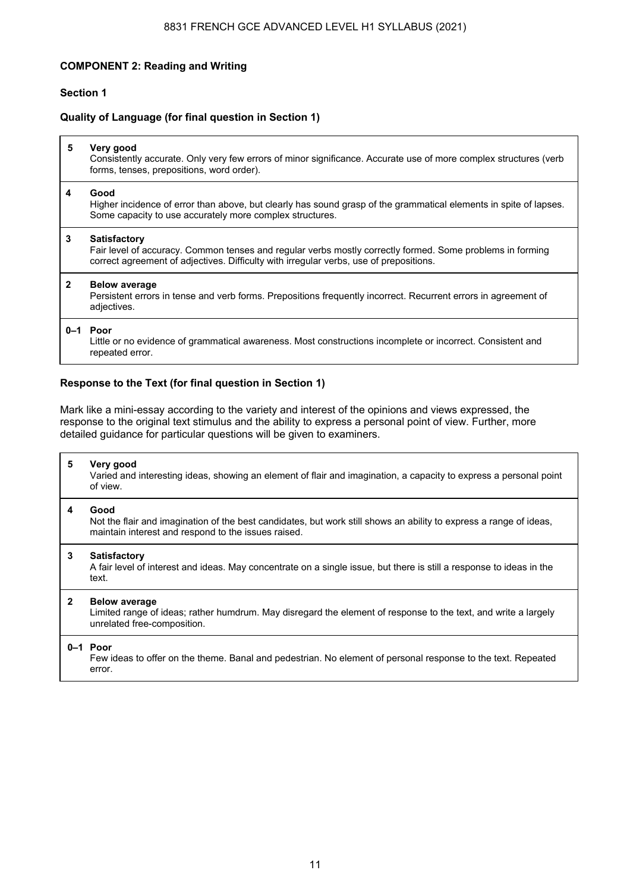**COMPONENT 2: Reading and Writing**

**Section 1**

**Quality of Language (for final question in Section 1)**

| | |
|---|---|
| **5** | **Very good**<br>Consistently accurate. Only very few errors of minor significance. Accurate use of more complex structures (verb forms, tenses, prepositions, word order). |
| **4** | **Good**<br>Higher incidence of error than above, but clearly has sound grasp of the grammatical elements in spite of lapses. Some capacity to use accurately more complex structures. |
| **3** | **Satisfactory**<br>Fair level of accuracy. Common tenses and regular verbs mostly correctly formed. Some problems in forming correct agreement of adjectives. Difficulty with irregular verbs, use of prepositions. |
| **2** | **Below average**<br>Persistent errors in tense and verb forms. Prepositions frequently incorrect. Recurrent errors in agreement of adjectives. |
| **0–1** | **Poor**<br>Little or no evidence of grammatical awareness. Most constructions incomplete or incorrect. Consistent and repeated error. |

**Response to the Text (for final question in Section 1)**

Mark like a mini-essay according to the variety and interest of the opinions and views expressed, the response to the original text stimulus and the ability to express a personal point of view. Further, more detailed guidance for particular questions will be given to examiners.

| | |
|---|---|
| **5** | **Very good**<br>Varied and interesting ideas, showing an element of flair and imagination, a capacity to express a personal point of view. |
| **4** | **Good**<br>Not the flair and imagination of the best candidates, but work still shows an ability to express a range of ideas, maintain interest and respond to the issues raised. |
| **3** | **Satisfactory**<br>A fair level of interest and ideas. May concentrate on a single issue, but there is still a response to ideas in the text. |
| **2** | **Below average**<br>Limited range of ideas; rather humdrum. May disregard the element of response to the text, and write a largely unrelated free-composition. |
| **0–1** | **Poor**<br>Few ideas to offer on the theme. Banal and pedestrian. No element of personal response to the text. Repeated error. |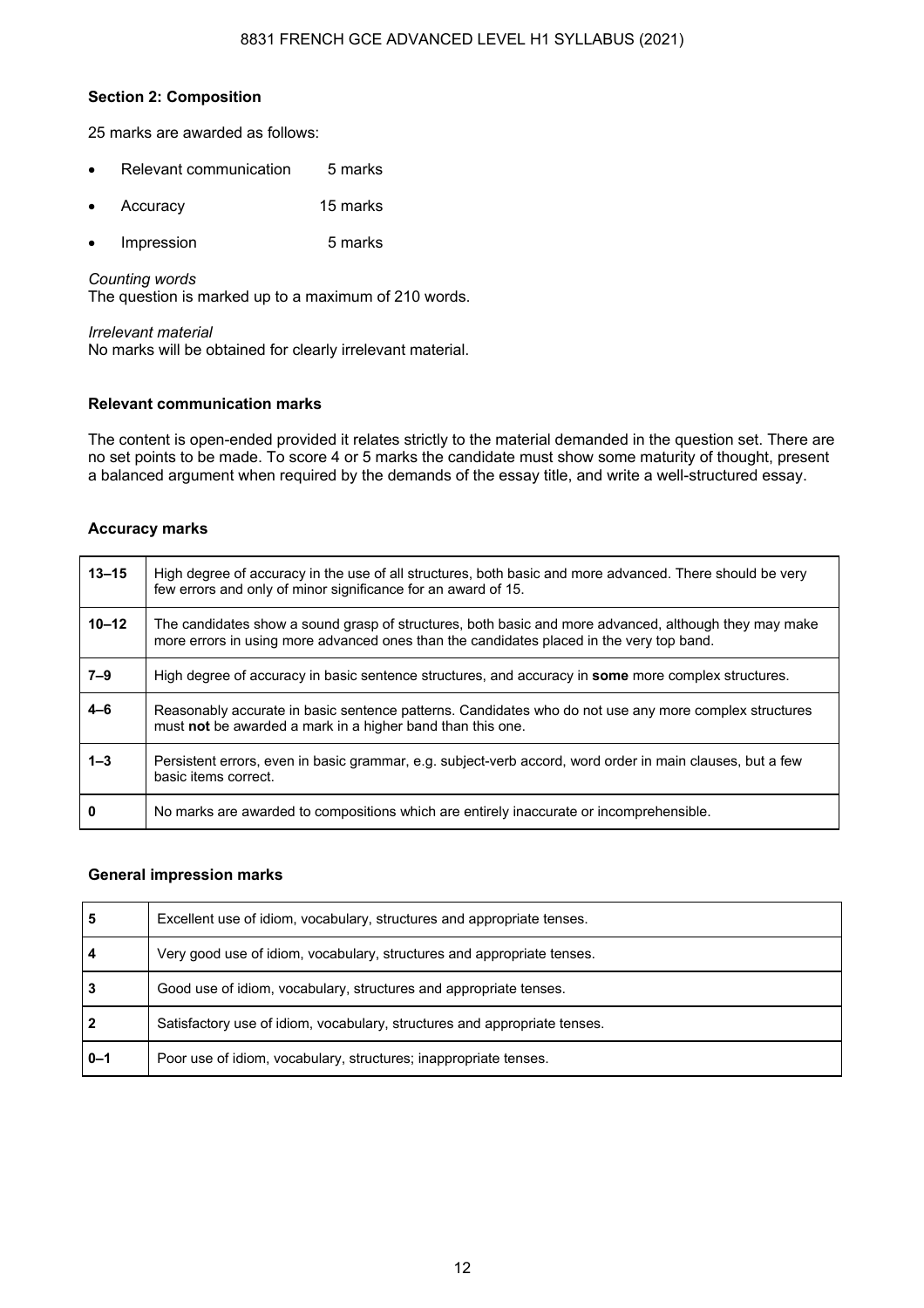### Section 2: Composition

25 marks are awarded as follows:

- Relevant communication 5 marks
- Accuracy 15 marks
- Impression 5 marks

*Counting words*
The question is marked up to a maximum of 210 words.

*Irrelevant material*
No marks will be obtained for clearly irrelevant material.

### Relevant communication marks

The content is open-ended provided it relates strictly to the material demanded in the question set. There are no set points to be made. To score 4 or 5 marks the candidate must show some maturity of thought, present a balanced argument when required by the demands of the essay title, and write a well-structured essay.

### Accuracy marks

| | |
|---|---|
| **13–15** | High degree of accuracy in the use of all structures, both basic and more advanced. There should be very few errors and only of minor significance for an award of 15. |
| **10–12** | The candidates show a sound grasp of structures, both basic and more advanced, although they may make more errors in using more advanced ones than the candidates placed in the very top band. |
| **7–9** | High degree of accuracy in basic sentence structures, and accuracy in **some** more complex structures. |
| **4–6** | Reasonably accurate in basic sentence patterns. Candidates who do not use any more complex structures must **not** be awarded a mark in a higher band than this one. |
| **1–3** | Persistent errors, even in basic grammar, e.g. subject-verb accord, word order in main clauses, but a few basic items correct. |
| **0** | No marks are awarded to compositions which are entirely inaccurate or incomprehensible. |

### General impression marks

| | |
|---|---|
| **5** | Excellent use of idiom, vocabulary, structures and appropriate tenses. |
| **4** | Very good use of idiom, vocabulary, structures and appropriate tenses. |
| **3** | Good use of idiom, vocabulary, structures and appropriate tenses. |
| **2** | Satisfactory use of idiom, vocabulary, structures and appropriate tenses. |
| **0–1** | Poor use of idiom, vocabulary, structures; inappropriate tenses. |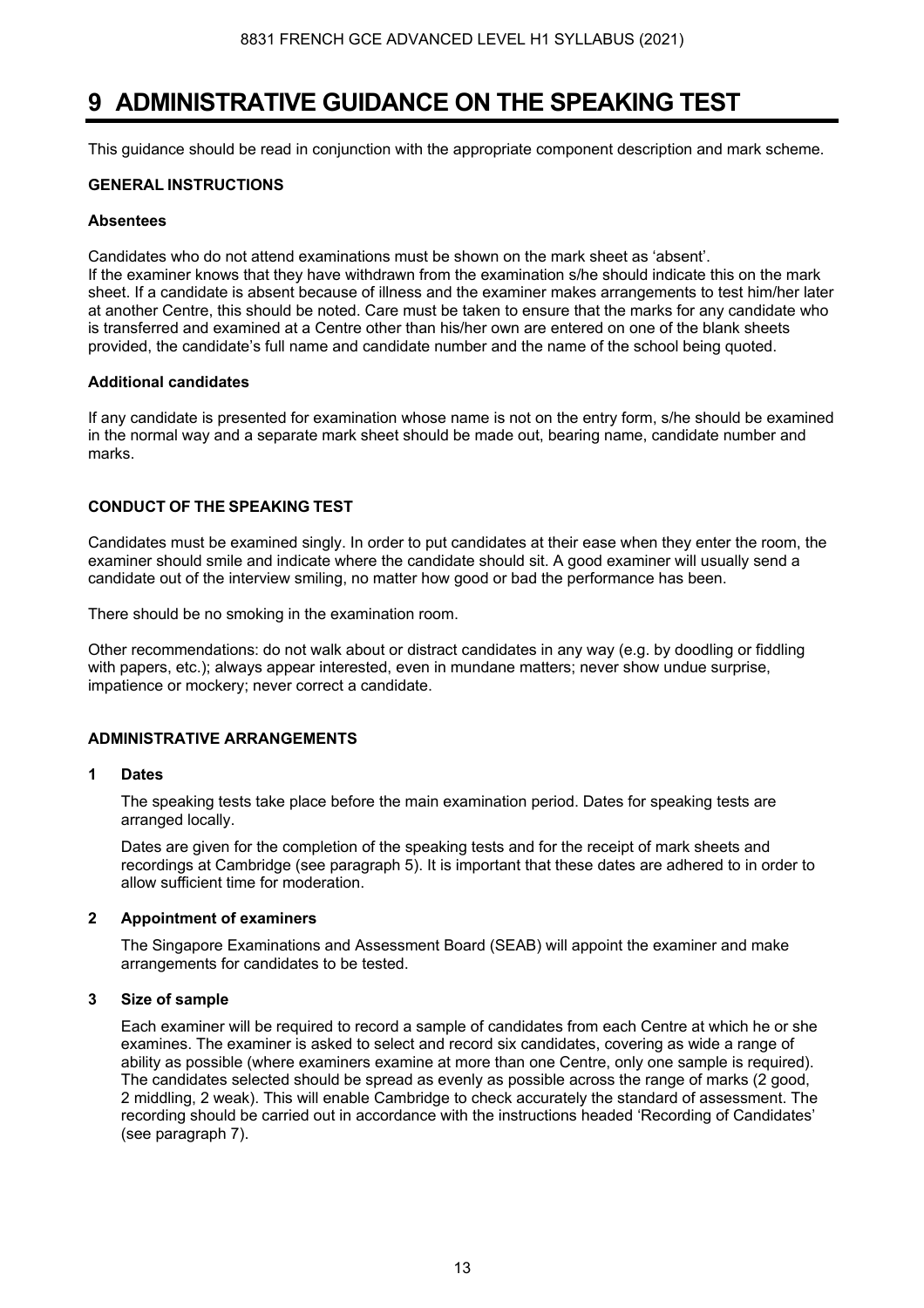# 9 ADMINISTRATIVE GUIDANCE ON THE SPEAKING TEST

This guidance should be read in conjunction with the appropriate component description and mark scheme.

**GENERAL INSTRUCTIONS**

**Absentees**

Candidates who do not attend examinations must be shown on the mark sheet as 'absent'.
If the examiner knows that they have withdrawn from the examination s/he should indicate this on the mark sheet. If a candidate is absent because of illness and the examiner makes arrangements to test him/her later at another Centre, this should be noted. Care must be taken to ensure that the marks for any candidate who is transferred and examined at a Centre other than his/her own are entered on one of the blank sheets provided, the candidate's full name and candidate number and the name of the school being quoted.

**Additional candidates**

If any candidate is presented for examination whose name is not on the entry form, s/he should be examined in the normal way and a separate mark sheet should be made out, bearing name, candidate number and marks.

**CONDUCT OF THE SPEAKING TEST**

Candidates must be examined singly. In order to put candidates at their ease when they enter the room, the examiner should smile and indicate where the candidate should sit. A good examiner will usually send a candidate out of the interview smiling, no matter how good or bad the performance has been.

There should be no smoking in the examination room.

Other recommendations: do not walk about or distract candidates in any way (e.g. by doodling or fiddling with papers, etc.); always appear interested, even in mundane matters; never show undue surprise, impatience or mockery; never correct a candidate.

**ADMINISTRATIVE ARRANGEMENTS**

**1 Dates**

The speaking tests take place before the main examination period. Dates for speaking tests are arranged locally.

Dates are given for the completion of the speaking tests and for the receipt of mark sheets and recordings at Cambridge (see paragraph 5). It is important that these dates are adhered to in order to allow sufficient time for moderation.

**2 Appointment of examiners**

The Singapore Examinations and Assessment Board (SEAB) will appoint the examiner and make arrangements for candidates to be tested.

**3 Size of sample**

Each examiner will be required to record a sample of candidates from each Centre at which he or she examines. The examiner is asked to select and record six candidates, covering as wide a range of ability as possible (where examiners examine at more than one Centre, only one sample is required). The candidates selected should be spread as evenly as possible across the range of marks (2 good, 2 middling, 2 weak). This will enable Cambridge to check accurately the standard of assessment. The recording should be carried out in accordance with the instructions headed 'Recording of Candidates' (see paragraph 7).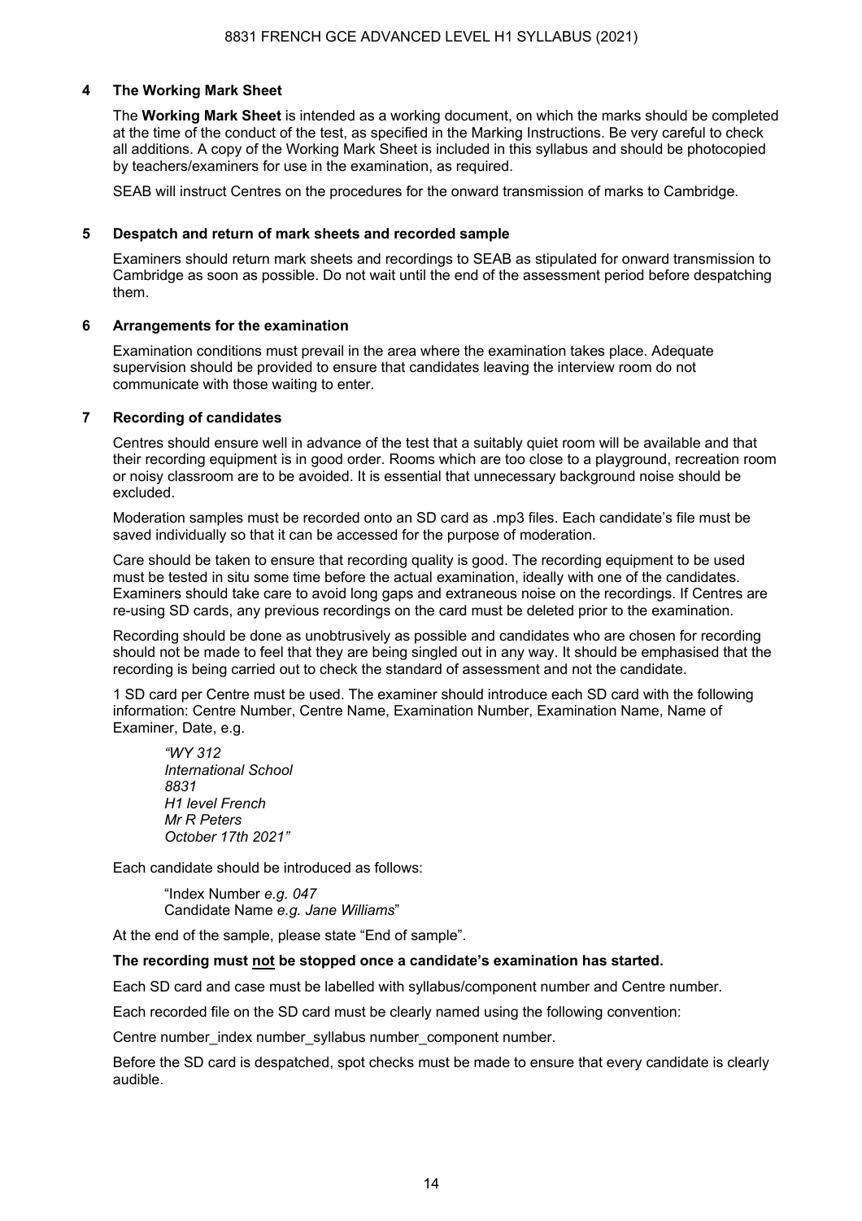### 4 The Working Mark Sheet

The **Working Mark Sheet** is intended as a working document, on which the marks should be completed at the time of the conduct of the test, as specified in the Marking Instructions. Be very careful to check all additions. A copy of the Working Mark Sheet is included in this syllabus and should be photocopied by teachers/examiners for use in the examination, as required.

SEAB will instruct Centres on the procedures for the onward transmission of marks to Cambridge.

### 5 Despatch and return of mark sheets and recorded sample

Examiners should return mark sheets and recordings to SEAB as stipulated for onward transmission to Cambridge as soon as possible. Do not wait until the end of the assessment period before despatching them.

### 6 Arrangements for the examination

Examination conditions must prevail in the area where the examination takes place. Adequate supervision should be provided to ensure that candidates leaving the interview room do not communicate with those waiting to enter.

### 7 Recording of candidates

Centres should ensure well in advance of the test that a suitably quiet room will be available and that their recording equipment is in good order. Rooms which are too close to a playground, recreation room or noisy classroom are to be avoided. It is essential that unnecessary background noise should be excluded.

Moderation samples must be recorded onto an SD card as .mp3 files. Each candidate's file must be saved individually so that it can be accessed for the purpose of moderation.

Care should be taken to ensure that recording quality is good. The recording equipment to be used must be tested in situ some time before the actual examination, ideally with one of the candidates. Examiners should take care to avoid long gaps and extraneous noise on the recordings. If Centres are re-using SD cards, any previous recordings on the card must be deleted prior to the examination.

Recording should be done as unobtrusively as possible and candidates who are chosen for recording should not be made to feel that they are being singled out in any way. It should be emphasised that the recording is being carried out to check the standard of assessment and not the candidate.

1 SD card per Centre must be used. The examiner should introduce each SD card with the following information: Centre Number, Centre Name, Examination Number, Examination Name, Name of Examiner, Date, e.g.

> *"WY 312*
> *International School*
> *8831*
> *H1 level French*
> *Mr R Peters*
> *October 17th 2021"*

Each candidate should be introduced as follows:

> "Index Number *e.g. 047*
> Candidate Name *e.g. Jane Williams*"

At the end of the sample, please state "End of sample".

**The recording must <u>not</u> be stopped once a candidate's examination has started.**

Each SD card and case must be labelled with syllabus/component number and Centre number.

Each recorded file on the SD card must be clearly named using the following convention:

Centre number_index number_syllabus number_component number.

Before the SD card is despatched, spot checks must be made to ensure that every candidate is clearly audible.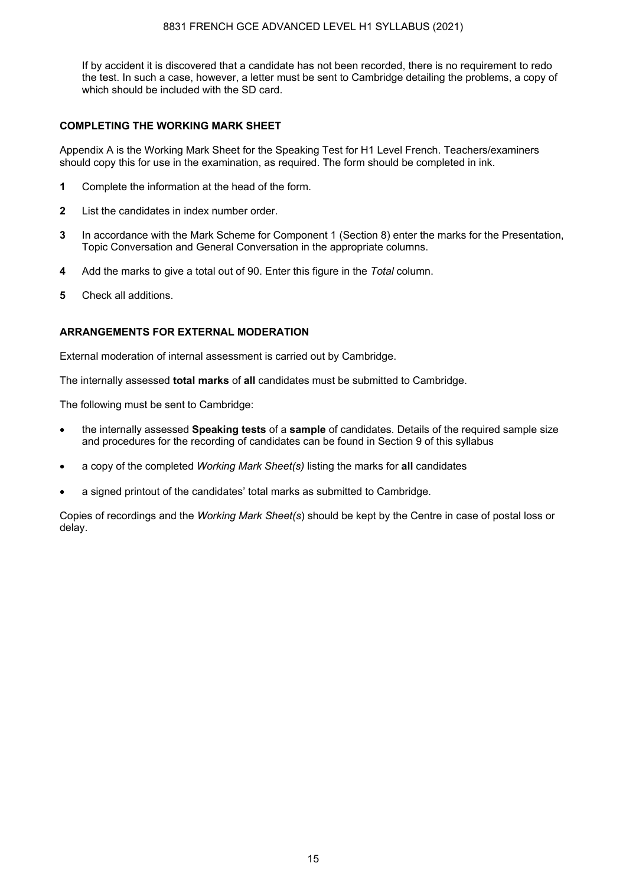If by accident it is discovered that a candidate has not been recorded, there is no requirement to redo the test. In such a case, however, a letter must be sent to Cambridge detailing the problems, a copy of which should be included with the SD card.

## COMPLETING THE WORKING MARK SHEET

Appendix A is the Working Mark Sheet for the Speaking Test for H1 Level French. Teachers/examiners should copy this for use in the examination, as required. The form should be completed in ink.

**1** Complete the information at the head of the form.

**2** List the candidates in index number order.

**3** In accordance with the Mark Scheme for Component 1 (Section 8) enter the marks for the Presentation, Topic Conversation and General Conversation in the appropriate columns.

**4** Add the marks to give a total out of 90. Enter this figure in the *Total* column.

**5** Check all additions.

## ARRANGEMENTS FOR EXTERNAL MODERATION

External moderation of internal assessment is carried out by Cambridge.

The internally assessed **total marks** of **all** candidates must be submitted to Cambridge.

The following must be sent to Cambridge:

- the internally assessed **Speaking tests** of a **sample** of candidates. Details of the required sample size and procedures for the recording of candidates can be found in Section 9 of this syllabus
- a copy of the completed *Working Mark Sheet(s)* listing the marks for **all** candidates
- a signed printout of the candidates' total marks as submitted to Cambridge.

Copies of recordings and the *Working Mark Sheet(s*) should be kept by the Centre in case of postal loss or delay.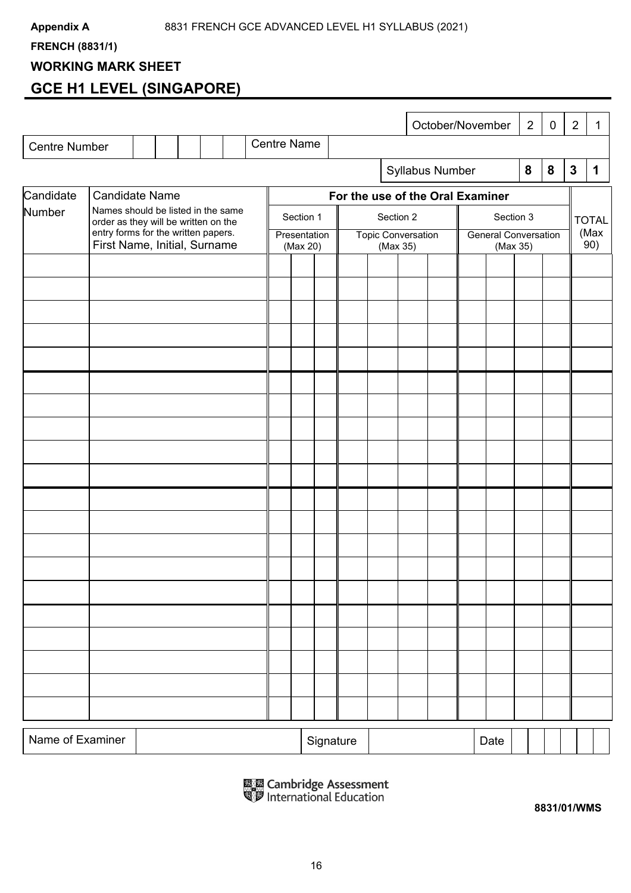**Appendix A** 8831 FRENCH GCE ADVANCED LEVEL H1 SYLLABUS (2021)

**FRENCH (8831/1)**

**WORKING MARK SHEET**

## GCE H1 LEVEL (SINGAPORE)

| | | | October/November | 2 | 0 | 2 | 1 |
|---|---|---|---|---|---|---|---|
| Centre Number | | Centre Name | | | | | |
| | | | Syllabus Number | **8** | **8** | **3** | **1** |

| Candidate Number | Candidate Name<br>Names should be listed in the same order as they will be written on the entry forms for the written papers.<br>First Name, Initial, Surname | For the use of the Oral Examiner<br>Section 1<br>Presentation<br>(Max 20) | | | Section 2<br>Topic Conversation<br>(Max 35) | | | | Section 3<br>General Conversation<br>(Max 35) | | | | TOTAL<br>(Max 90) |
|---|---|---|---|---|---|---|---|---|---|---|---|---|---|
| | | | | | | | | | | | | | |
| | | | | | | | | | | | | | |
| | | | | | | | | | | | | | |
| | | | | | | | | | | | | | |
| | | | | | | | | | | | | | |
| | | | | | | | | | | | | | |
| | | | | | | | | | | | | | |
| | | | | | | | | | | | | | |
| | | | | | | | | | | | | | |
| | | | | | | | | | | | | | |
| | | | | | | | | | | | | | |
| | | | | | | | | | | | | | |
| | | | | | | | | | | | | | |
| | | | | | | | | | | | | | |
| | | | | | | | | | | | | | |
| | | | | | | | | | | | | | |
| | | | | | | | | | | | | | |
| | | | | | | | | | | | | | |
| | | | | | | | | | | | | | |
| | | | | | | | | | | | | | |

| Name of Examiner | | Signature | | Date | |
|---|---|---|---|---|---|

Cambridge Assessment International Education

**8831/01/WMS**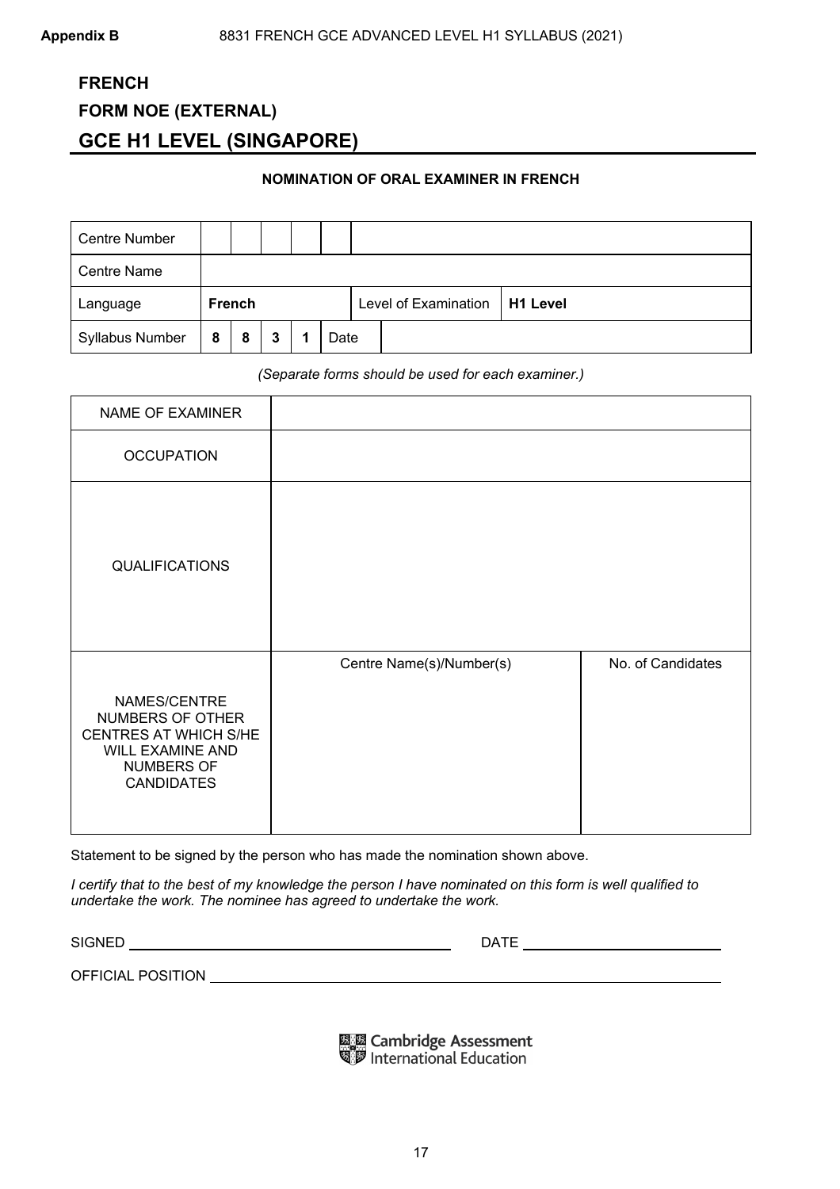Appendix B

# FRENCH

# FORM NOE (EXTERNAL)

# GCE H1 LEVEL (SINGAPORE)

**NOMINATION OF ORAL EXAMINER IN FRENCH**

| | | | | | | | |
|---|---|---|---|---|---|---|---|
| Centre Number | | | | | | | |
| Centre Name | | | | | | | |
| Language | **French** | | | | | Level of Examination | **H1 Level** |
| Syllabus Number | **8** | **8** | **3** | **1** | Date | | |

*(Separate forms should be used for each examiner.)*

| | | |
|---|---|---|
| NAME OF EXAMINER | | |
| OCCUPATION | | |
| QUALIFICATIONS | | |
| NAMES/CENTRE NUMBERS OF OTHER CENTRES AT WHICH S/HE WILL EXAMINE AND NUMBERS OF CANDIDATES | Centre Name(s)/Number(s) | No. of Candidates |

Statement to be signed by the person who has made the nomination shown above.

*I certify that to the best of my knowledge the person I have nominated on this form is well qualified to undertake the work. The nominee has agreed to undertake the work.*

SIGNED ____________________________ DATE ____________________

OFFICIAL POSITION ______________________________________________

Cambridge Assessment International Education